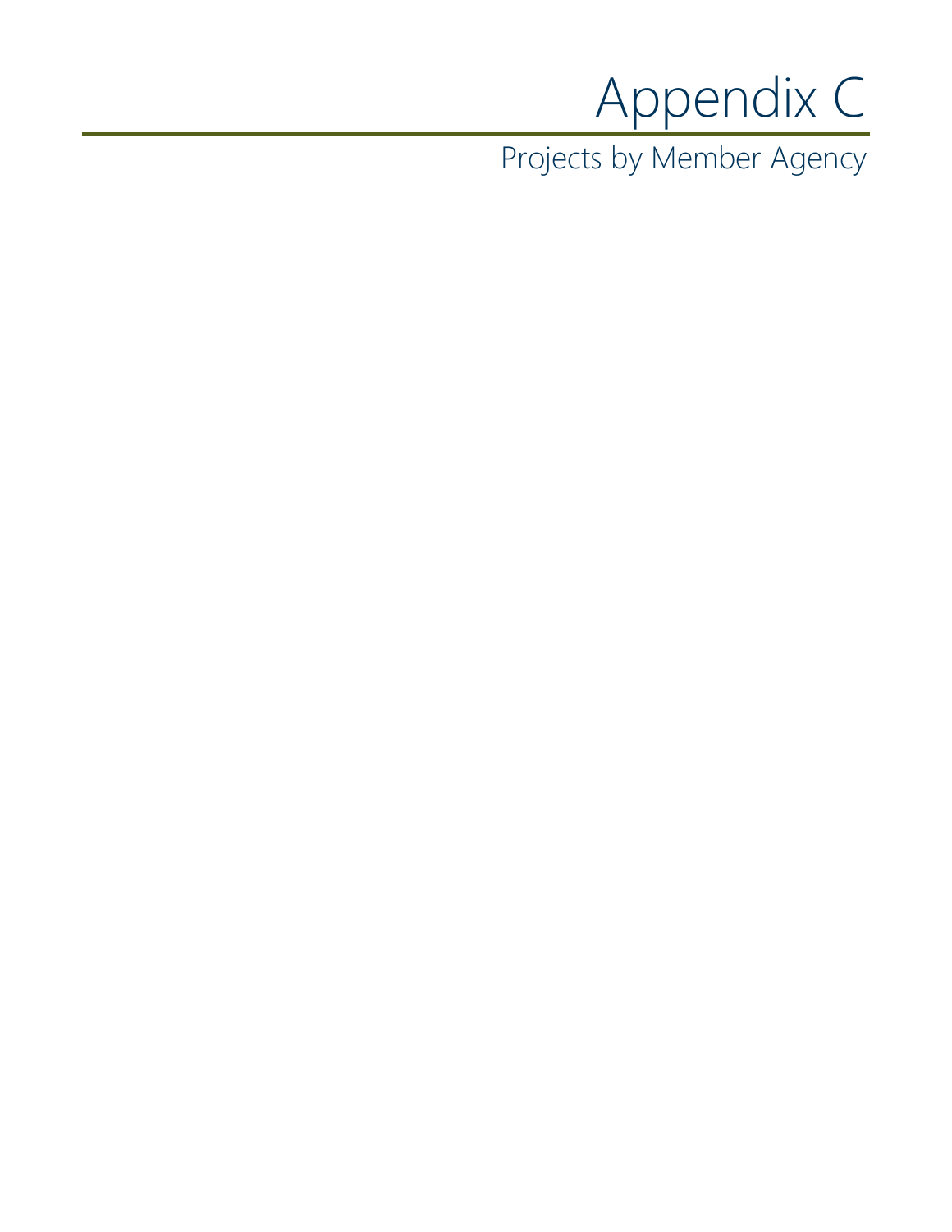# Appendix C

## Projects by Member Agency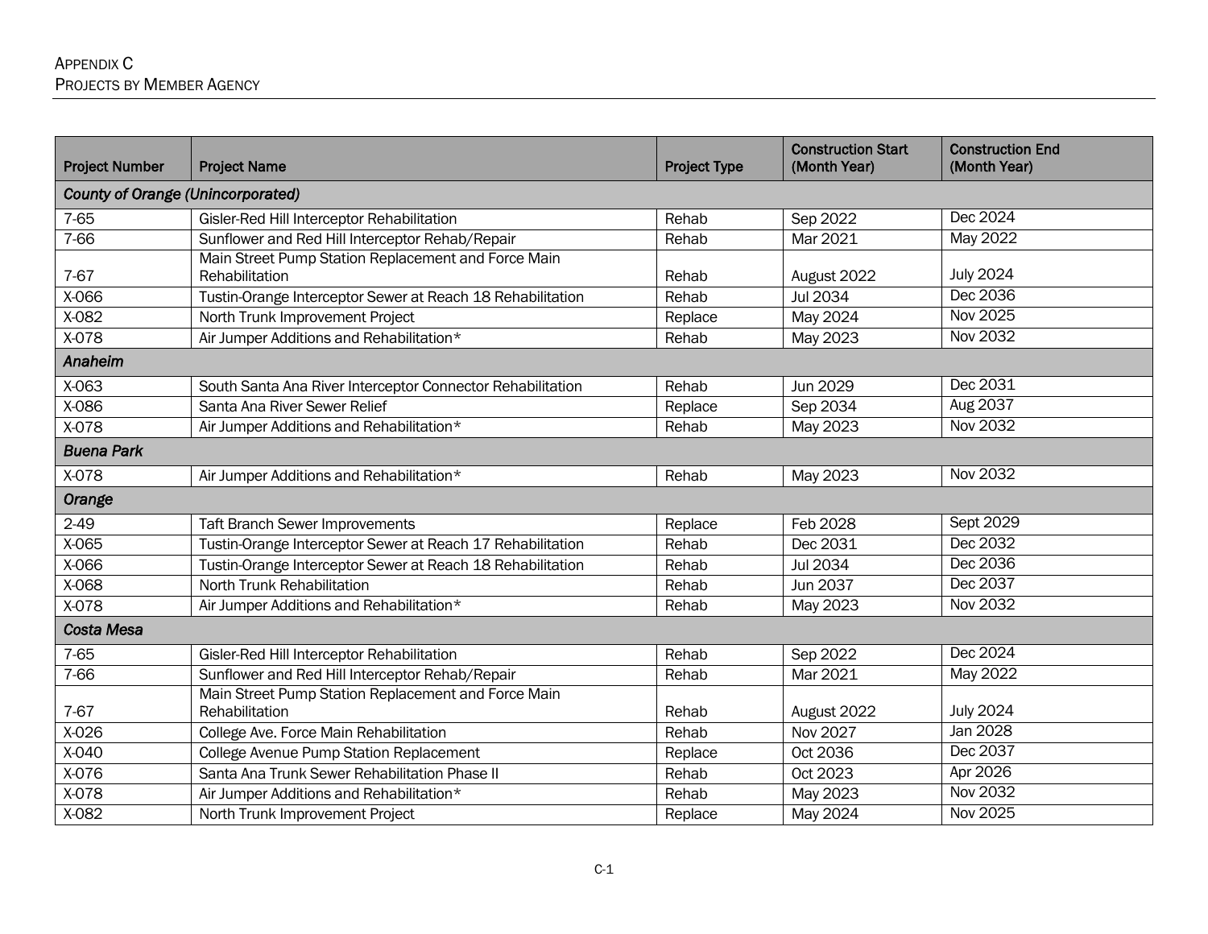| Project Number | Project Name | Project Type | Construction Start (Month Year) | Construction End (Month Year) |
|---|---|---|---|---|
| ***County of Orange (Unincorporated)*** | | | | |
| 7-65 | Gisler-Red Hill Interceptor Rehabilitation | Rehab | Sep 2022 | Dec 2024 |
| 7-66 | Sunflower and Red Hill Interceptor Rehab/Repair | Rehab | Mar 2021 | May 2022 |
| 7-67 | Main Street Pump Station Replacement and Force Main Rehabilitation | Rehab | August 2022 | July 2024 |
| X-066 | Tustin-Orange Interceptor Sewer at Reach 18 Rehabilitation | Rehab | Jul 2034 | Dec 2036 |
| X-082 | North Trunk Improvement Project | Replace | May 2024 | Nov 2025 |
| X-078 | Air Jumper Additions and Rehabilitation* | Rehab | May 2023 | Nov 2032 |
| ***Anaheim*** | | | | |
| X-063 | South Santa Ana River Interceptor Connector Rehabilitation | Rehab | Jun 2029 | Dec 2031 |
| X-086 | Santa Ana River Sewer Relief | Replace | Sep 2034 | Aug 2037 |
| X-078 | Air Jumper Additions and Rehabilitation* | Rehab | May 2023 | Nov 2032 |
| ***Buena Park*** | | | | |
| X-078 | Air Jumper Additions and Rehabilitation* | Rehab | May 2023 | Nov 2032 |
| ***Orange*** | | | | |
| 2-49 | Taft Branch Sewer Improvements | Replace | Feb 2028 | Sept 2029 |
| X-065 | Tustin-Orange Interceptor Sewer at Reach 17 Rehabilitation | Rehab | Dec 2031 | Dec 2032 |
| X-066 | Tustin-Orange Interceptor Sewer at Reach 18 Rehabilitation | Rehab | Jul 2034 | Dec 2036 |
| X-068 | North Trunk Rehabilitation | Rehab | Jun 2037 | Dec 2037 |
| X-078 | Air Jumper Additions and Rehabilitation* | Rehab | May 2023 | Nov 2032 |
| ***Costa Mesa*** | | | | |
| 7-65 | Gisler-Red Hill Interceptor Rehabilitation | Rehab | Sep 2022 | Dec 2024 |
| 7-66 | Sunflower and Red Hill Interceptor Rehab/Repair | Rehab | Mar 2021 | May 2022 |
| 7-67 | Main Street Pump Station Replacement and Force Main Rehabilitation | Rehab | August 2022 | July 2024 |
| X-026 | College Ave. Force Main Rehabilitation | Rehab | Nov 2027 | Jan 2028 |
| X-040 | College Avenue Pump Station Replacement | Replace | Oct 2036 | Dec 2037 |
| X-076 | Santa Ana Trunk Sewer Rehabilitation Phase II | Rehab | Oct 2023 | Apr 2026 |
| X-078 | Air Jumper Additions and Rehabilitation* | Rehab | May 2023 | Nov 2032 |
| X-082 | North Trunk Improvement Project | Replace | May 2024 | Nov 2025 |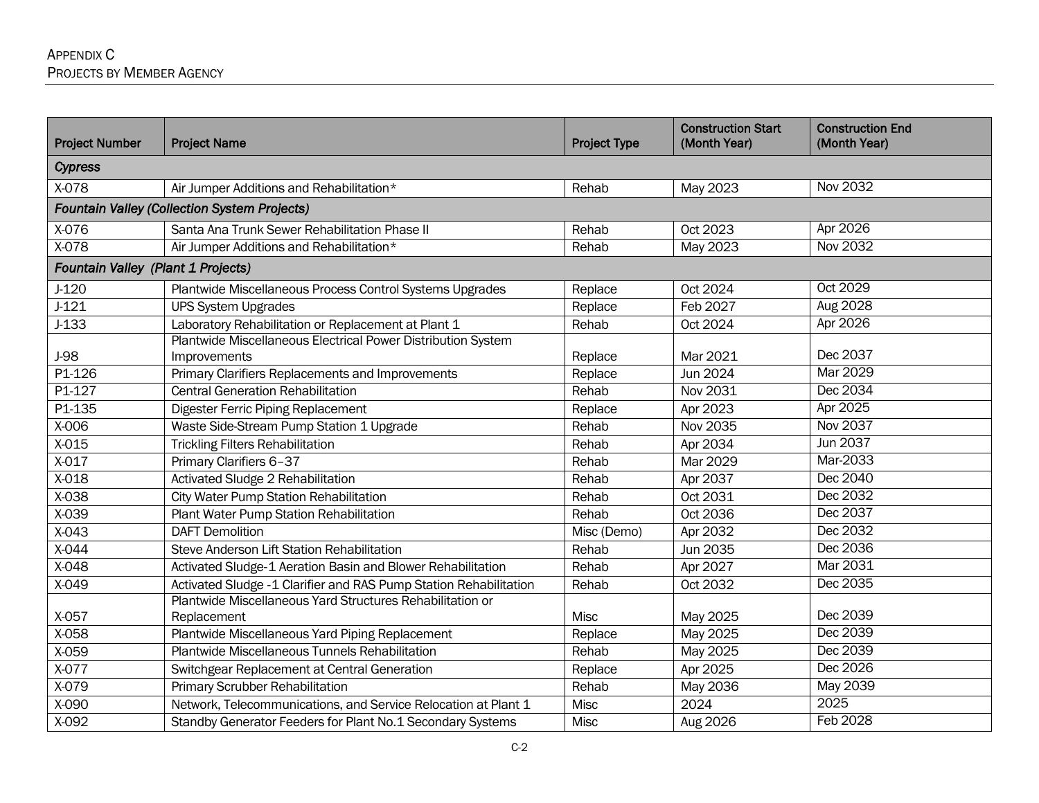| Project Number | Project Name | Project Type | Construction Start (Month Year) | Construction End (Month Year) |
|---|---|---|---|---|
| ***Cypress*** | | | | |
| X-078 | Air Jumper Additions and Rehabilitation* | Rehab | May 2023 | Nov 2032 |
| ***Fountain Valley (Collection System Projects)*** | | | | |
| X-076 | Santa Ana Trunk Sewer Rehabilitation Phase II | Rehab | Oct 2023 | Apr 2026 |
| X-078 | Air Jumper Additions and Rehabilitation* | Rehab | May 2023 | Nov 2032 |
| ***Fountain Valley (Plant 1 Projects)*** | | | | |
| J-120 | Plantwide Miscellaneous Process Control Systems Upgrades | Replace | Oct 2024 | Oct 2029 |
| J-121 | UPS System Upgrades | Replace | Feb 2027 | Aug 2028 |
| J-133 | Laboratory Rehabilitation or Replacement at Plant 1 | Rehab | Oct 2024 | Apr 2026 |
| J-98 | Plantwide Miscellaneous Electrical Power Distribution System Improvements | Replace | Mar 2021 | Dec 2037 |
| P1-126 | Primary Clarifiers Replacements and Improvements | Replace | Jun 2024 | Mar 2029 |
| P1-127 | Central Generation Rehabilitation | Rehab | Nov 2031 | Dec 2034 |
| P1-135 | Digester Ferric Piping Replacement | Replace | Apr 2023 | Apr 2025 |
| X-006 | Waste Side-Stream Pump Station 1 Upgrade | Rehab | Nov 2035 | Nov 2037 |
| X-015 | Trickling Filters Rehabilitation | Rehab | Apr 2034 | Jun 2037 |
| X-017 | Primary Clarifiers 6–37 | Rehab | Mar 2029 | Mar-2033 |
| X-018 | Activated Sludge 2 Rehabilitation | Rehab | Apr 2037 | Dec 2040 |
| X-038 | City Water Pump Station Rehabilitation | Rehab | Oct 2031 | Dec 2032 |
| X-039 | Plant Water Pump Station Rehabilitation | Rehab | Oct 2036 | Dec 2037 |
| X-043 | DAFT Demolition | Misc (Demo) | Apr 2032 | Dec 2032 |
| X-044 | Steve Anderson Lift Station Rehabilitation | Rehab | Jun 2035 | Dec 2036 |
| X-048 | Activated Sludge-1 Aeration Basin and Blower Rehabilitation | Rehab | Apr 2027 | Mar 2031 |
| X-049 | Activated Sludge -1 Clarifier and RAS Pump Station Rehabilitation | Rehab | Oct 2032 | Dec 2035 |
| X-057 | Plantwide Miscellaneous Yard Structures Rehabilitation or Replacement | Misc | May 2025 | Dec 2039 |
| X-058 | Plantwide Miscellaneous Yard Piping Replacement | Replace | May 2025 | Dec 2039 |
| X-059 | Plantwide Miscellaneous Tunnels Rehabilitation | Rehab | May 2025 | Dec 2039 |
| X-077 | Switchgear Replacement at Central Generation | Replace | Apr 2025 | Dec 2026 |
| X-079 | Primary Scrubber Rehabilitation | Rehab | May 2036 | May 2039 |
| X-090 | Network, Telecommunications, and Service Relocation at Plant 1 | Misc | 2024 | 2025 |
| X-092 | Standby Generator Feeders for Plant No.1 Secondary Systems | Misc | Aug 2026 | Feb 2028 |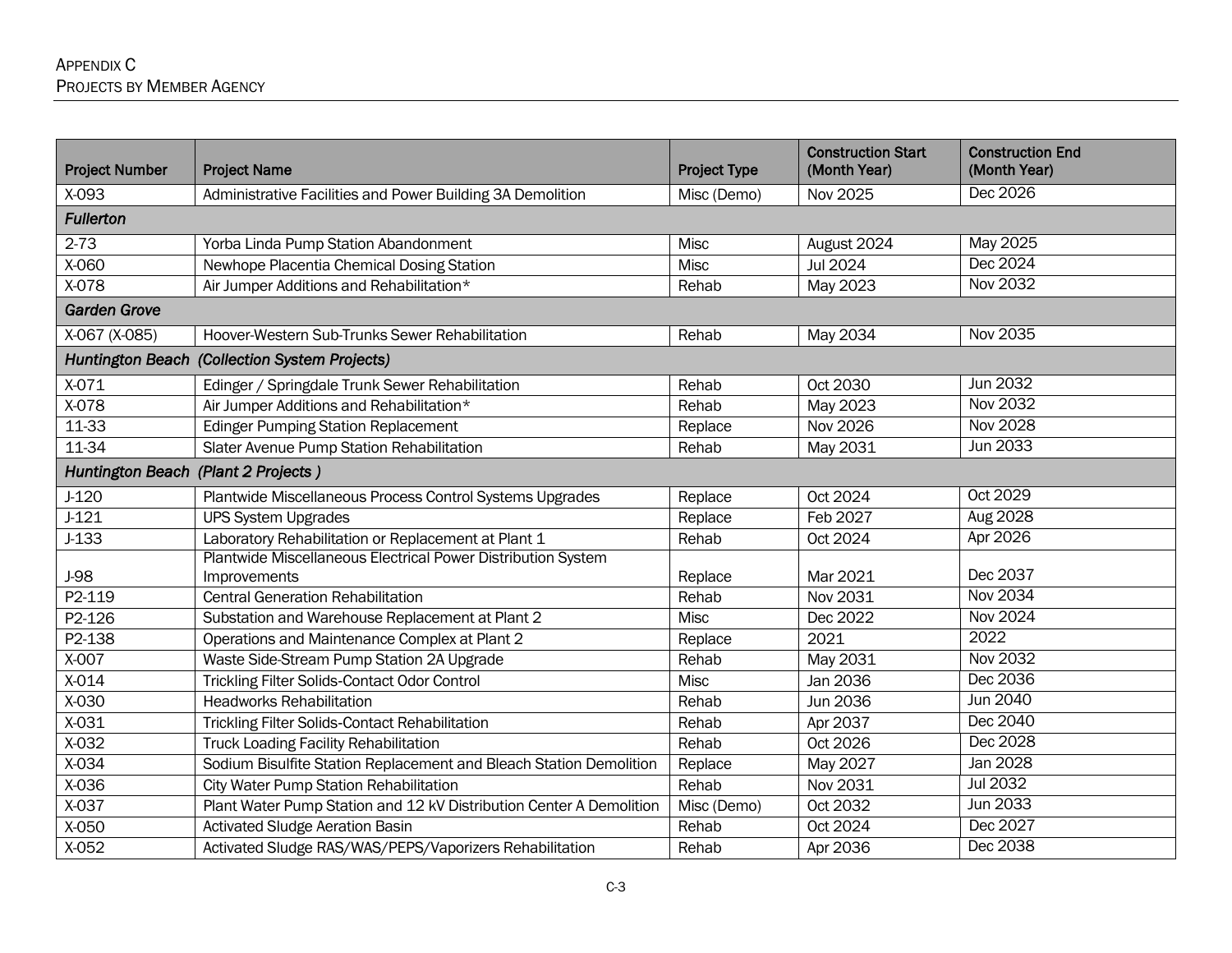| Project Number | Project Name | Project Type | Construction Start (Month Year) | Construction End (Month Year) |
|---|---|---|---|---|
| X-093 | Administrative Facilities and Power Building 3A Demolition | Misc (Demo) | Nov 2025 | Dec 2026 |
| ***Fullerton*** | | | | |
| 2-73 | Yorba Linda Pump Station Abandonment | Misc | August 2024 | May 2025 |
| X-060 | Newhope Placentia Chemical Dosing Station | Misc | Jul 2024 | Dec 2024 |
| X-078 | Air Jumper Additions and Rehabilitation* | Rehab | May 2023 | Nov 2032 |
| ***Garden Grove*** | | | | |
| X-067 (X-085) | Hoover-Western Sub-Trunks Sewer Rehabilitation | Rehab | May 2034 | Nov 2035 |
| ***Huntington Beach (Collection System Projects)*** | | | | |
| X-071 | Edinger / Springdale Trunk Sewer Rehabilitation | Rehab | Oct 2030 | Jun 2032 |
| X-078 | Air Jumper Additions and Rehabilitation* | Rehab | May 2023 | Nov 2032 |
| 11-33 | Edinger Pumping Station Replacement | Replace | Nov 2026 | Nov 2028 |
| 11-34 | Slater Avenue Pump Station Rehabilitation | Rehab | May 2031 | Jun 2033 |
| ***Huntington Beach (Plant 2 Projects )*** | | | | |
| J-120 | Plantwide Miscellaneous Process Control Systems Upgrades | Replace | Oct 2024 | Oct 2029 |
| J-121 | UPS System Upgrades | Replace | Feb 2027 | Aug 2028 |
| J-133 | Laboratory Rehabilitation or Replacement at Plant 1 | Rehab | Oct 2024 | Apr 2026 |
| J-98 | Plantwide Miscellaneous Electrical Power Distribution System Improvements | Replace | Mar 2021 | Dec 2037 |
| P2-119 | Central Generation Rehabilitation | Rehab | Nov 2031 | Nov 2034 |
| P2-126 | Substation and Warehouse Replacement at Plant 2 | Misc | Dec 2022 | Nov 2024 |
| P2-138 | Operations and Maintenance Complex at Plant 2 | Replace | 2021 | 2022 |
| X-007 | Waste Side-Stream Pump Station 2A Upgrade | Rehab | May 2031 | Nov 2032 |
| X-014 | Trickling Filter Solids-Contact Odor Control | Misc | Jan 2036 | Dec 2036 |
| X-030 | Headworks Rehabilitation | Rehab | Jun 2036 | Jun 2040 |
| X-031 | Trickling Filter Solids-Contact Rehabilitation | Rehab | Apr 2037 | Dec 2040 |
| X-032 | Truck Loading Facility Rehabilitation | Rehab | Oct 2026 | Dec 2028 |
| X-034 | Sodium Bisulfite Station Replacement and Bleach Station Demolition | Replace | May 2027 | Jan 2028 |
| X-036 | City Water Pump Station Rehabilitation | Rehab | Nov 2031 | Jul 2032 |
| X-037 | Plant Water Pump Station and 12 kV Distribution Center A Demolition | Misc (Demo) | Oct 2032 | Jun 2033 |
| X-050 | Activated Sludge Aeration Basin | Rehab | Oct 2024 | Dec 2027 |
| X-052 | Activated Sludge RAS/WAS/PEPS/Vaporizers Rehabilitation | Rehab | Apr 2036 | Dec 2038 |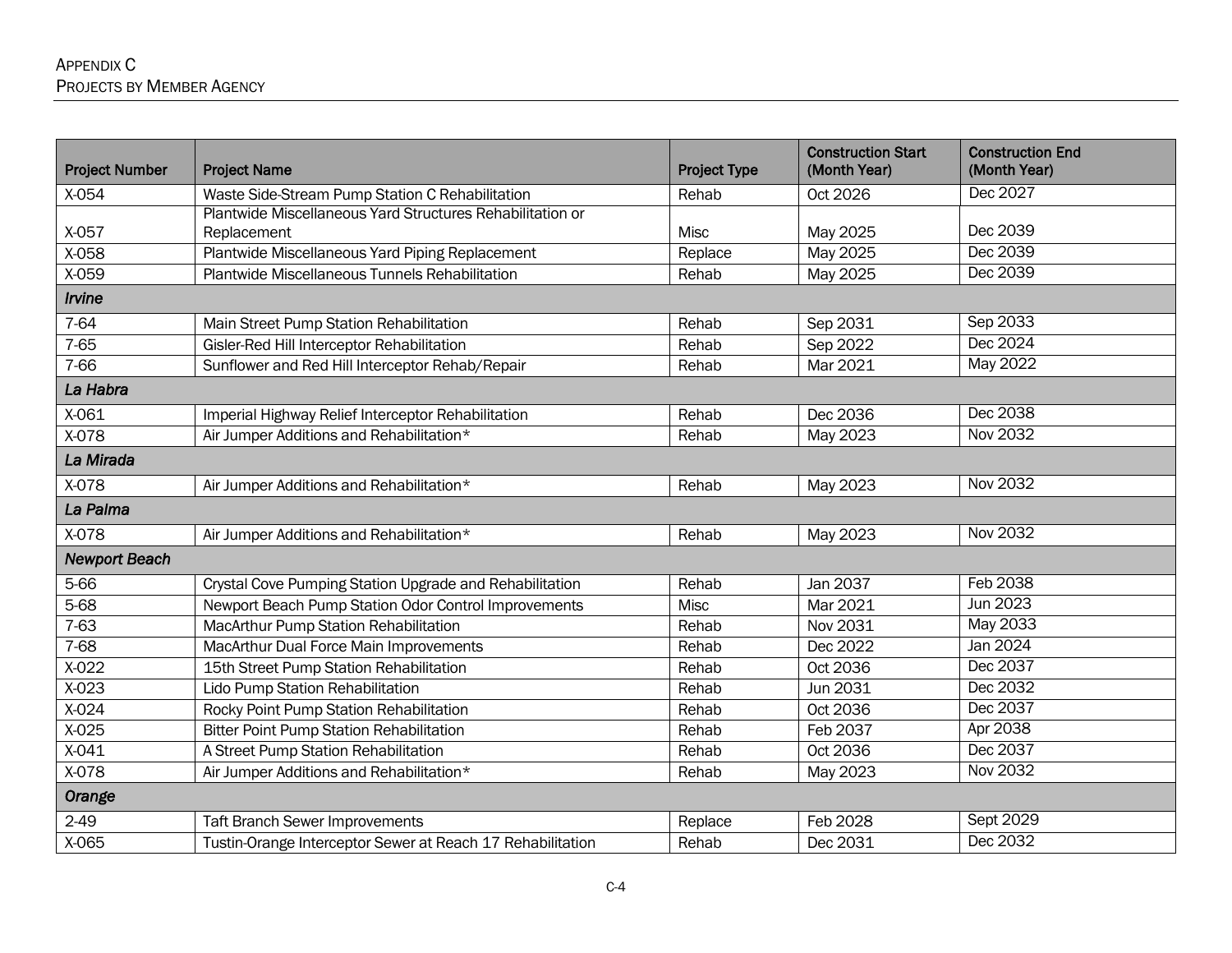| Project Number | Project Name | Project Type | Construction Start (Month Year) | Construction End (Month Year) |
|---|---|---|---|---|
| X-054 | Waste Side-Stream Pump Station C Rehabilitation | Rehab | Oct 2026 | Dec 2027 |
| X-057 | Plantwide Miscellaneous Yard Structures Rehabilitation or Replacement | Misc | May 2025 | Dec 2039 |
| X-058 | Plantwide Miscellaneous Yard Piping Replacement | Replace | May 2025 | Dec 2039 |
| X-059 | Plantwide Miscellaneous Tunnels Rehabilitation | Rehab | May 2025 | Dec 2039 |
| ***Irvine*** | | | | |
| 7-64 | Main Street Pump Station Rehabilitation | Rehab | Sep 2031 | Sep 2033 |
| 7-65 | Gisler-Red Hill Interceptor Rehabilitation | Rehab | Sep 2022 | Dec 2024 |
| 7-66 | Sunflower and Red Hill Interceptor Rehab/Repair | Rehab | Mar 2021 | May 2022 |
| ***La Habra*** | | | | |
| X-061 | Imperial Highway Relief Interceptor Rehabilitation | Rehab | Dec 2036 | Dec 2038 |
| X-078 | Air Jumper Additions and Rehabilitation* | Rehab | May 2023 | Nov 2032 |
| ***La Mirada*** | | | | |
| X-078 | Air Jumper Additions and Rehabilitation* | Rehab | May 2023 | Nov 2032 |
| ***La Palma*** | | | | |
| X-078 | Air Jumper Additions and Rehabilitation* | Rehab | May 2023 | Nov 2032 |
| ***Newport Beach*** | | | | |
| 5-66 | Crystal Cove Pumping Station Upgrade and Rehabilitation | Rehab | Jan 2037 | Feb 2038 |
| 5-68 | Newport Beach Pump Station Odor Control Improvements | Misc | Mar 2021 | Jun 2023 |
| 7-63 | MacArthur Pump Station Rehabilitation | Rehab | Nov 2031 | May 2033 |
| 7-68 | MacArthur Dual Force Main Improvements | Rehab | Dec 2022 | Jan 2024 |
| X-022 | 15th Street Pump Station Rehabilitation | Rehab | Oct 2036 | Dec 2037 |
| X-023 | Lido Pump Station Rehabilitation | Rehab | Jun 2031 | Dec 2032 |
| X-024 | Rocky Point Pump Station Rehabilitation | Rehab | Oct 2036 | Dec 2037 |
| X-025 | Bitter Point Pump Station Rehabilitation | Rehab | Feb 2037 | Apr 2038 |
| X-041 | A Street Pump Station Rehabilitation | Rehab | Oct 2036 | Dec 2037 |
| X-078 | Air Jumper Additions and Rehabilitation* | Rehab | May 2023 | Nov 2032 |
| ***Orange*** | | | | |
| 2-49 | Taft Branch Sewer Improvements | Replace | Feb 2028 | Sept 2029 |
| X-065 | Tustin-Orange Interceptor Sewer at Reach 17 Rehabilitation | Rehab | Dec 2031 | Dec 2032 |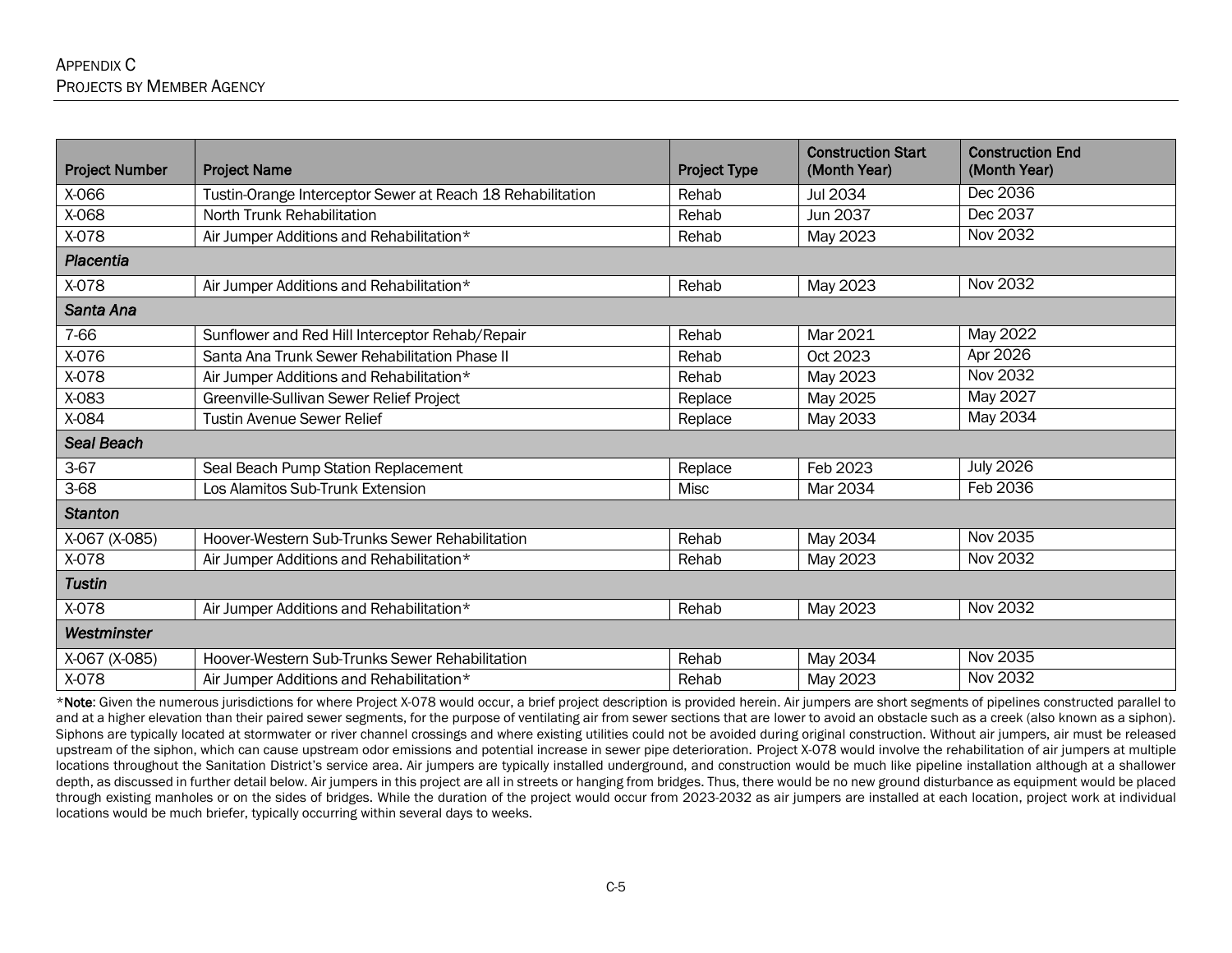| Project Number | Project Name | Project Type | Construction Start (Month Year) | Construction End (Month Year) |
|---|---|---|---|---|
| X-066 | Tustin-Orange Interceptor Sewer at Reach 18 Rehabilitation | Rehab | Jul 2034 | Dec 2036 |
| X-068 | North Trunk Rehabilitation | Rehab | Jun 2037 | Dec 2037 |
| X-078 | Air Jumper Additions and Rehabilitation* | Rehab | May 2023 | Nov 2032 |
| ***Placentia*** | | | | |
| X-078 | Air Jumper Additions and Rehabilitation* | Rehab | May 2023 | Nov 2032 |
| ***Santa Ana*** | | | | |
| 7-66 | Sunflower and Red Hill Interceptor Rehab/Repair | Rehab | Mar 2021 | May 2022 |
| X-076 | Santa Ana Trunk Sewer Rehabilitation Phase II | Rehab | Oct 2023 | Apr 2026 |
| X-078 | Air Jumper Additions and Rehabilitation* | Rehab | May 2023 | Nov 2032 |
| X-083 | Greenville-Sullivan Sewer Relief Project | Replace | May 2025 | May 2027 |
| X-084 | Tustin Avenue Sewer Relief | Replace | May 2033 | May 2034 |
| ***Seal Beach*** | | | | |
| 3-67 | Seal Beach Pump Station Replacement | Replace | Feb 2023 | July 2026 |
| 3-68 | Los Alamitos Sub-Trunk Extension | Misc | Mar 2034 | Feb 2036 |
| ***Stanton*** | | | | |
| X-067 (X-085) | Hoover-Western Sub-Trunks Sewer Rehabilitation | Rehab | May 2034 | Nov 2035 |
| X-078 | Air Jumper Additions and Rehabilitation* | Rehab | May 2023 | Nov 2032 |
| ***Tustin*** | | | | |
| X-078 | Air Jumper Additions and Rehabilitation* | Rehab | May 2023 | Nov 2032 |
| ***Westminster*** | | | | |
| X-067 (X-085) | Hoover-Western Sub-Trunks Sewer Rehabilitation | Rehab | May 2034 | Nov 2035 |
| X-078 | Air Jumper Additions and Rehabilitation* | Rehab | May 2023 | Nov 2032 |

*__Note__: Given the numerous jurisdictions for where Project X-078 would occur, a brief project description is provided herein. Air jumpers are short segments of pipelines constructed parallel to and at a higher elevation than their paired sewer segments, for the purpose of ventilating air from sewer sections that are lower to avoid an obstacle such as a creek (also known as a siphon). Siphons are typically located at stormwater or river channel crossings and where existing utilities could not be avoided during original construction. Without air jumpers, air must be released upstream of the siphon, which can cause upstream odor emissions and potential increase in sewer pipe deterioration. Project X-078 would involve the rehabilitation of air jumpers at multiple locations throughout the Sanitation District's service area. Air jumpers are typically installed underground, and construction would be much like pipeline installation although at a shallower depth, as discussed in further detail below. Air jumpers in this project are all in streets or hanging from bridges. Thus, there would be no new ground disturbance as equipment would be placed through existing manholes or on the sides of bridges. While the duration of the project would occur from 2023-2032 as air jumpers are installed at each location, project work at individual locations would be much briefer, typically occurring within several days to weeks.